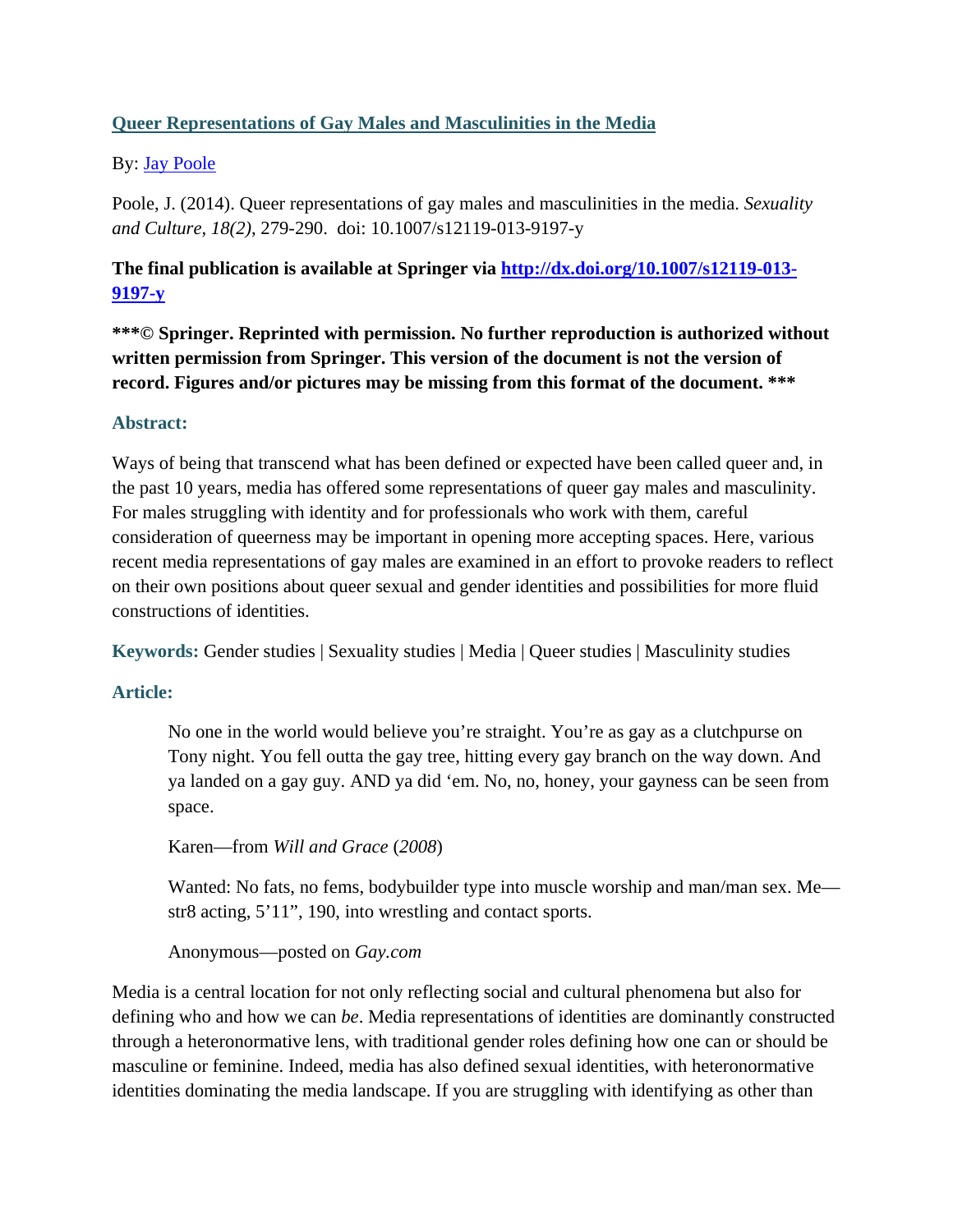# [Queer Representations of Gay Males and Masculinities in the Media](http://dx.doi.org/10.1007/s12119-013-9197-y)

By: [Jay Poole](#)

Poole, J. (2014). Queer representations of gay males and masculinities in the media. *Sexuality and Culture*, *18(2)*, 279-290. doi: 10.1007/s12119-013-9197-y

**The final publication is available at Springer via [http://dx.doi.org/10.1007/s12119-013-9197-y](http://dx.doi.org/10.1007/s12119-013-9197-y)**

**\*\*\*© Springer. Reprinted with permission. No further reproduction is authorized without written permission from Springer. This version of the document is not the version of record. Figures and/or pictures may be missing from this format of the document. \*\*\***

### Abstract:

Ways of being that transcend what has been defined or expected have been called queer and, in the past 10 years, media has offered some representations of queer gay males and masculinity. For males struggling with identity and for professionals who work with them, careful consideration of queerness may be important in opening more accepting spaces. Here, various recent media representations of gay males are examined in an effort to provoke readers to reflect on their own positions about queer sexual and gender identities and possibilities for more fluid constructions of identities.

**Keywords:** Gender studies | Sexuality studies | Media | Queer studies | Masculinity studies

### Article:

> No one in the world would believe you're straight. You're as gay as a clutchpurse on Tony night. You fell outta the gay tree, hitting every gay branch on the way down. And ya landed on a gay guy. AND ya did 'em. No, no, honey, your gayness can be seen from space.
>
> Karen—from *Will and Grace* (*2008*)
>
> Wanted: No fats, no fems, bodybuilder type into muscle worship and man/man sex. Me—str8 acting, 5'11", 190, into wrestling and contact sports.
>
> Anonymous—posted on *Gay.com*

Media is a central location for not only reflecting social and cultural phenomena but also for defining who and how we can *be*. Media representations of identities are dominantly constructed through a heteronormative lens, with traditional gender roles defining how one can or should be masculine or feminine. Indeed, media has also defined sexual identities, with heteronormative identities dominating the media landscape. If you are struggling with identifying as other than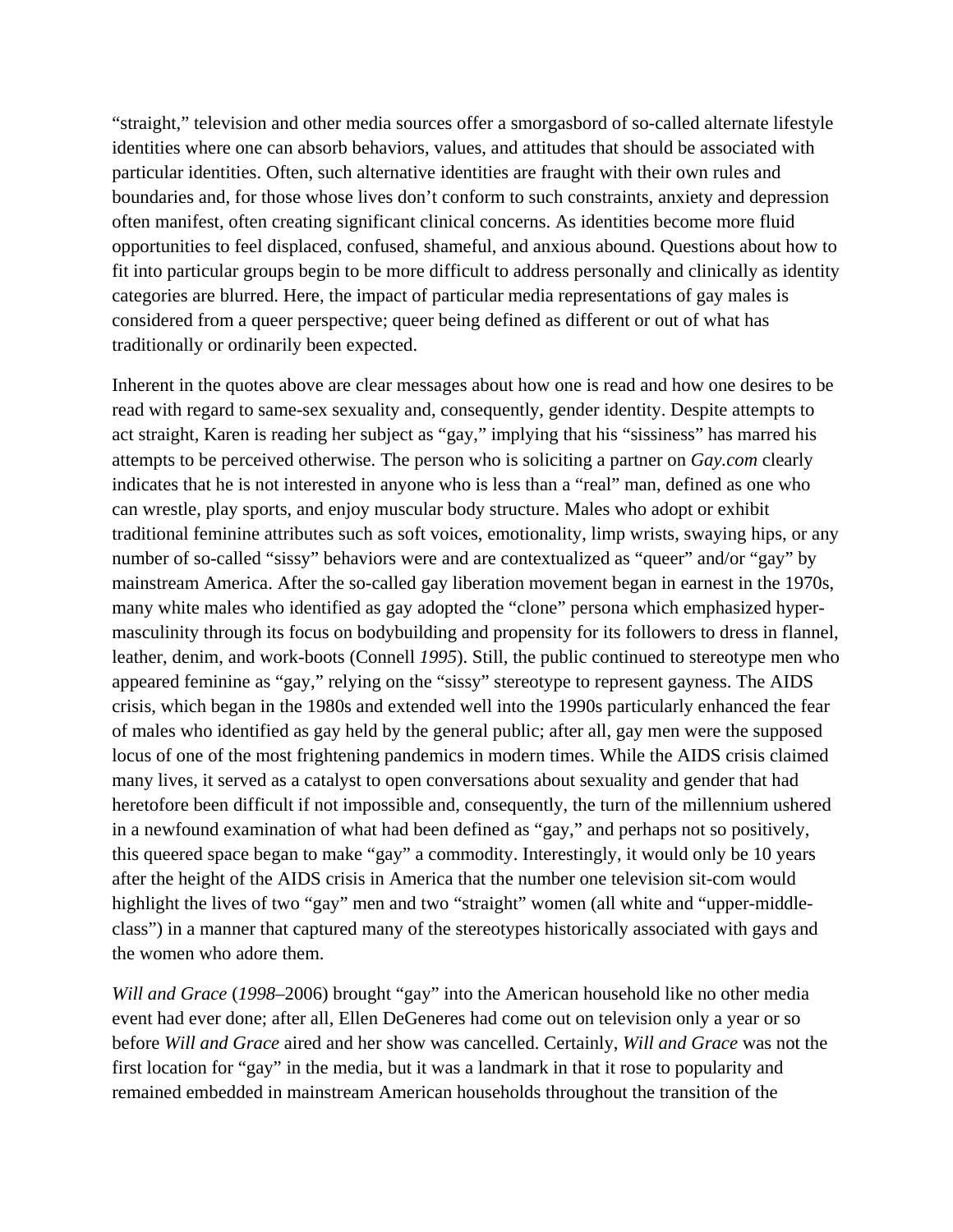"straight," television and other media sources offer a smorgasbord of so-called alternate lifestyle identities where one can absorb behaviors, values, and attitudes that should be associated with particular identities. Often, such alternative identities are fraught with their own rules and boundaries and, for those whose lives don't conform to such constraints, anxiety and depression often manifest, often creating significant clinical concerns. As identities become more fluid opportunities to feel displaced, confused, shameful, and anxious abound. Questions about how to fit into particular groups begin to be more difficult to address personally and clinically as identity categories are blurred. Here, the impact of particular media representations of gay males is considered from a queer perspective; queer being defined as different or out of what has traditionally or ordinarily been expected.

Inherent in the quotes above are clear messages about how one is read and how one desires to be read with regard to same-sex sexuality and, consequently, gender identity. Despite attempts to act straight, Karen is reading her subject as "gay," implying that his "sissiness" has marred his attempts to be perceived otherwise. The person who is soliciting a partner on *Gay.com* clearly indicates that he is not interested in anyone who is less than a "real" man, defined as one who can wrestle, play sports, and enjoy muscular body structure. Males who adopt or exhibit traditional feminine attributes such as soft voices, emotionality, limp wrists, swaying hips, or any number of so-called "sissy" behaviors were and are contextualized as "queer" and/or "gay" by mainstream America. After the so-called gay liberation movement began in earnest in the 1970s, many white males who identified as gay adopted the "clone" persona which emphasized hyper-masculinity through its focus on bodybuilding and propensity for its followers to dress in flannel, leather, denim, and work-boots (Connell *1995*). Still, the public continued to stereotype men who appeared feminine as "gay," relying on the "sissy" stereotype to represent gayness. The AIDS crisis, which began in the 1980s and extended well into the 1990s particularly enhanced the fear of males who identified as gay held by the general public; after all, gay men were the supposed locus of one of the most frightening pandemics in modern times. While the AIDS crisis claimed many lives, it served as a catalyst to open conversations about sexuality and gender that had heretofore been difficult if not impossible and, consequently, the turn of the millennium ushered in a newfound examination of what had been defined as "gay," and perhaps not so positively, this queered space began to make "gay" a commodity. Interestingly, it would only be 10 years after the height of the AIDS crisis in America that the number one television sit-com would highlight the lives of two "gay" men and two "straight" women (all white and "upper-middle-class") in a manner that captured many of the stereotypes historically associated with gays and the women who adore them.

*Will and Grace* (*1998*–2006) brought "gay" into the American household like no other media event had ever done; after all, Ellen DeGeneres had come out on television only a year or so before *Will and Grace* aired and her show was cancelled. Certainly, *Will and Grace* was not the first location for "gay" in the media, but it was a landmark in that it rose to popularity and remained embedded in mainstream American households throughout the transition of the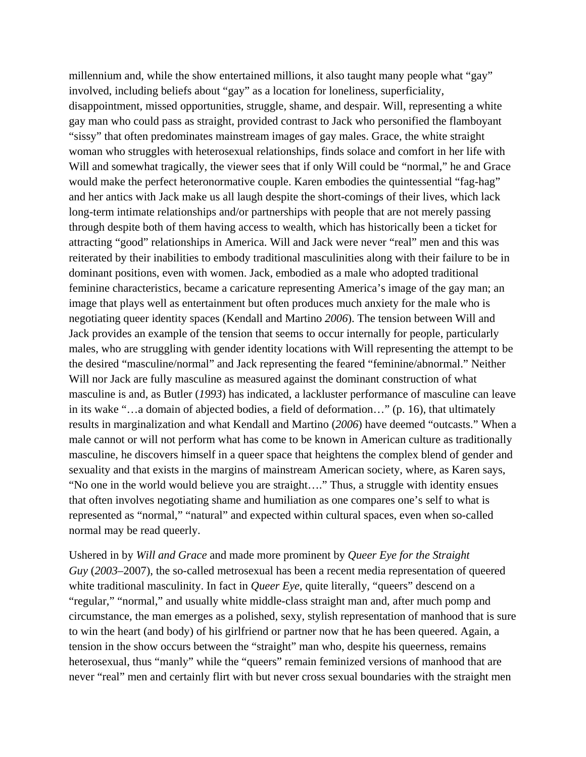millennium and, while the show entertained millions, it also taught many people what "gay" involved, including beliefs about "gay" as a location for loneliness, superficiality, disappointment, missed opportunities, struggle, shame, and despair. Will, representing a white gay man who could pass as straight, provided contrast to Jack who personified the flamboyant "sissy" that often predominates mainstream images of gay males. Grace, the white straight woman who struggles with heterosexual relationships, finds solace and comfort in her life with Will and somewhat tragically, the viewer sees that if only Will could be "normal," he and Grace would make the perfect heteronormative couple. Karen embodies the quintessential "fag-hag" and her antics with Jack make us all laugh despite the short-comings of their lives, which lack long-term intimate relationships and/or partnerships with people that are not merely passing through despite both of them having access to wealth, which has historically been a ticket for attracting "good" relationships in America. Will and Jack were never "real" men and this was reiterated by their inabilities to embody traditional masculinities along with their failure to be in dominant positions, even with women. Jack, embodied as a male who adopted traditional feminine characteristics, became a caricature representing America's image of the gay man; an image that plays well as entertainment but often produces much anxiety for the male who is negotiating queer identity spaces (Kendall and Martino *2006*). The tension between Will and Jack provides an example of the tension that seems to occur internally for people, particularly males, who are struggling with gender identity locations with Will representing the attempt to be the desired "masculine/normal" and Jack representing the feared "feminine/abnormal." Neither Will nor Jack are fully masculine as measured against the dominant construction of what masculine is and, as Butler (*1993*) has indicated, a lackluster performance of masculine can leave in its wake "…a domain of abjected bodies, a field of deformation…" (p. 16), that ultimately results in marginalization and what Kendall and Martino (*2006*) have deemed "outcasts." When a male cannot or will not perform what has come to be known in American culture as traditionally masculine, he discovers himself in a queer space that heightens the complex blend of gender and sexuality and that exists in the margins of mainstream American society, where, as Karen says, "No one in the world would believe you are straight…." Thus, a struggle with identity ensues that often involves negotiating shame and humiliation as one compares one's self to what is represented as "normal," "natural" and expected within cultural spaces, even when so-called normal may be read queerly.

Ushered in by *Will and Grace* and made more prominent by *Queer Eye for the Straight Guy* (*2003*–2007), the so-called metrosexual has been a recent media representation of queered white traditional masculinity. In fact in *Queer Eye*, quite literally, "queers" descend on a "regular," "normal," and usually white middle-class straight man and, after much pomp and circumstance, the man emerges as a polished, sexy, stylish representation of manhood that is sure to win the heart (and body) of his girlfriend or partner now that he has been queered. Again, a tension in the show occurs between the "straight" man who, despite his queerness, remains heterosexual, thus "manly" while the "queers" remain feminized versions of manhood that are never "real" men and certainly flirt with but never cross sexual boundaries with the straight men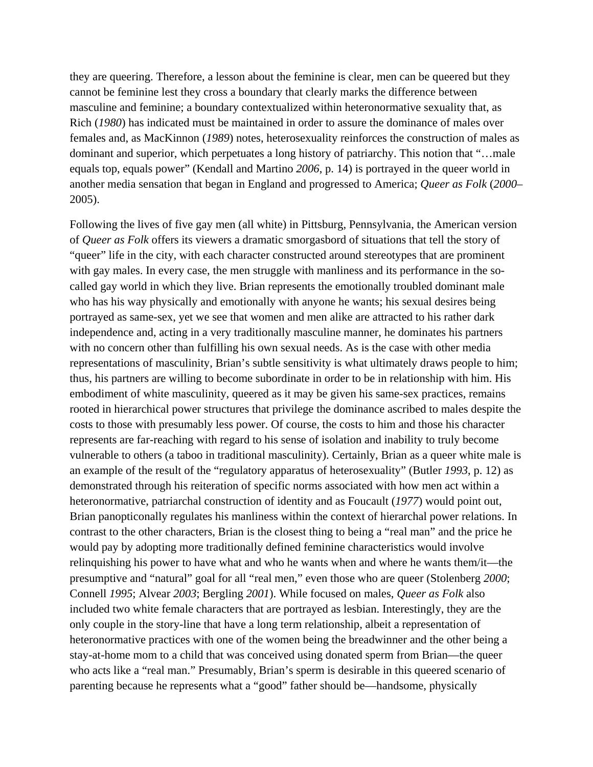they are queering. Therefore, a lesson about the feminine is clear, men can be queered but they cannot be feminine lest they cross a boundary that clearly marks the difference between masculine and feminine; a boundary contextualized within heteronormative sexuality that, as Rich (*1980*) has indicated must be maintained in order to assure the dominance of males over females and, as MacKinnon (*1989*) notes, heterosexuality reinforces the construction of males as dominant and superior, which perpetuates a long history of patriarchy. This notion that "…male equals top, equals power" (Kendall and Martino *2006*, p. 14) is portrayed in the queer world in another media sensation that began in England and progressed to America; *Queer as Folk* (*2000*–2005).

Following the lives of five gay men (all white) in Pittsburg, Pennsylvania, the American version of *Queer as Folk* offers its viewers a dramatic smorgasbord of situations that tell the story of "queer" life in the city, with each character constructed around stereotypes that are prominent with gay males. In every case, the men struggle with manliness and its performance in the so-called gay world in which they live. Brian represents the emotionally troubled dominant male who has his way physically and emotionally with anyone he wants; his sexual desires being portrayed as same-sex, yet we see that women and men alike are attracted to his rather dark independence and, acting in a very traditionally masculine manner, he dominates his partners with no concern other than fulfilling his own sexual needs. As is the case with other media representations of masculinity, Brian's subtle sensitivity is what ultimately draws people to him; thus, his partners are willing to become subordinate in order to be in relationship with him. His embodiment of white masculinity, queered as it may be given his same-sex practices, remains rooted in hierarchical power structures that privilege the dominance ascribed to males despite the costs to those with presumably less power. Of course, the costs to him and those his character represents are far-reaching with regard to his sense of isolation and inability to truly become vulnerable to others (a taboo in traditional masculinity). Certainly, Brian as a queer white male is an example of the result of the "regulatory apparatus of heterosexuality" (Butler *1993*, p. 12) as demonstrated through his reiteration of specific norms associated with how men act within a heteronormative, patriarchal construction of identity and as Foucault (*1977*) would point out, Brian panopticonally regulates his manliness within the context of hierarchal power relations. In contrast to the other characters, Brian is the closest thing to being a "real man" and the price he would pay by adopting more traditionally defined feminine characteristics would involve relinquishing his power to have what and who he wants when and where he wants them/it—the presumptive and "natural" goal for all "real men," even those who are queer (Stolenberg *2000*; Connell *1995*; Alvear *2003*; Bergling *2001*). While focused on males, *Queer as Folk* also included two white female characters that are portrayed as lesbian. Interestingly, they are the only couple in the story-line that have a long term relationship, albeit a representation of heteronormative practices with one of the women being the breadwinner and the other being a stay-at-home mom to a child that was conceived using donated sperm from Brian—the queer who acts like a "real man." Presumably, Brian's sperm is desirable in this queered scenario of parenting because he represents what a "good" father should be—handsome, physically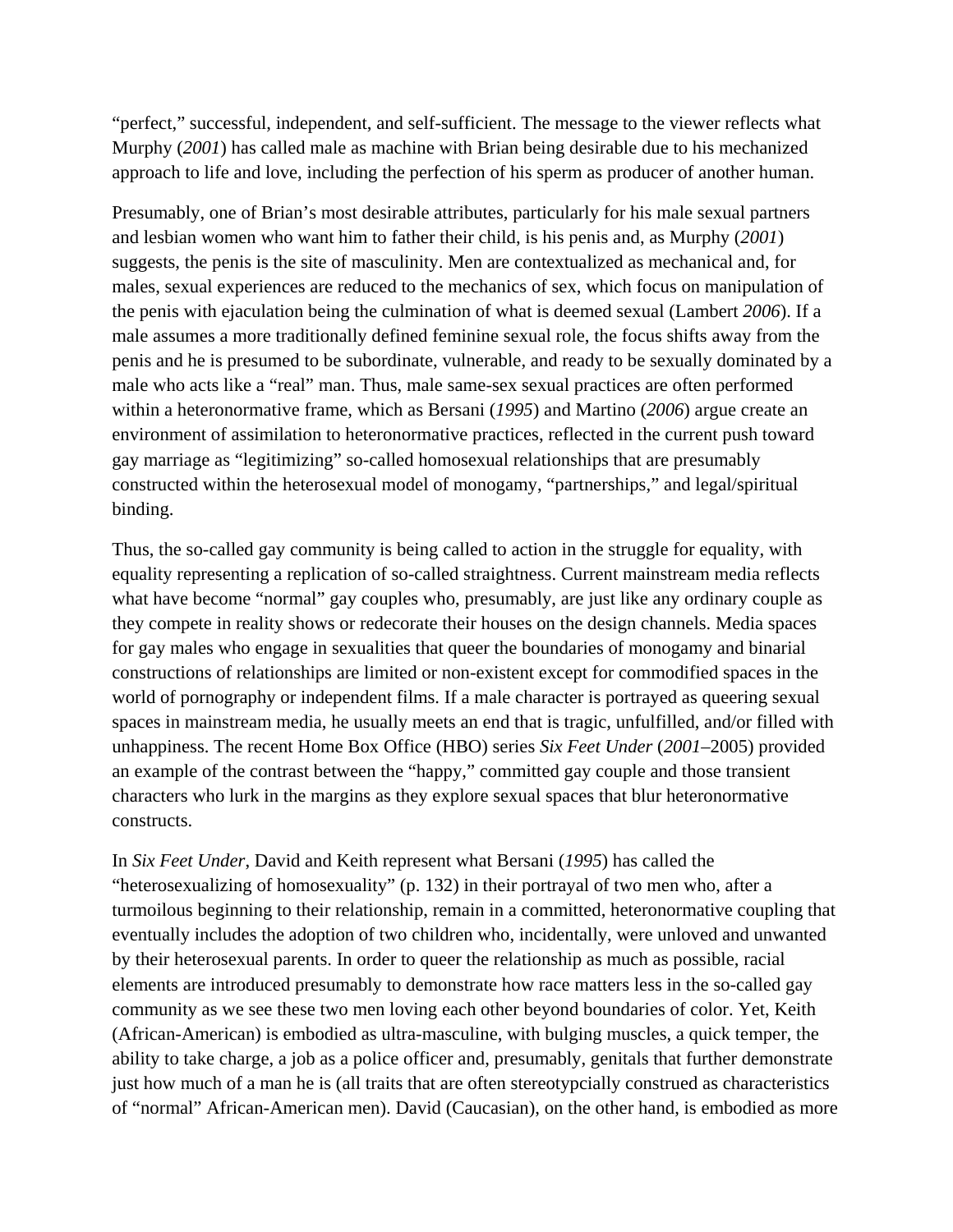"perfect," successful, independent, and self-sufficient. The message to the viewer reflects what Murphy (*2001*) has called male as machine with Brian being desirable due to his mechanized approach to life and love, including the perfection of his sperm as producer of another human.

Presumably, one of Brian's most desirable attributes, particularly for his male sexual partners and lesbian women who want him to father their child, is his penis and, as Murphy (*2001*) suggests, the penis is the site of masculinity. Men are contextualized as mechanical and, for males, sexual experiences are reduced to the mechanics of sex, which focus on manipulation of the penis with ejaculation being the culmination of what is deemed sexual (Lambert *2006*). If a male assumes a more traditionally defined feminine sexual role, the focus shifts away from the penis and he is presumed to be subordinate, vulnerable, and ready to be sexually dominated by a male who acts like a "real" man. Thus, male same-sex sexual practices are often performed within a heteronormative frame, which as Bersani (*1995*) and Martino (*2006*) argue create an environment of assimilation to heteronormative practices, reflected in the current push toward gay marriage as "legitimizing" so-called homosexual relationships that are presumably constructed within the heterosexual model of monogamy, "partnerships," and legal/spiritual binding.

Thus, the so-called gay community is being called to action in the struggle for equality, with equality representing a replication of so-called straightness. Current mainstream media reflects what have become "normal" gay couples who, presumably, are just like any ordinary couple as they compete in reality shows or redecorate their houses on the design channels. Media spaces for gay males who engage in sexualities that queer the boundaries of monogamy and binarial constructions of relationships are limited or non-existent except for commodified spaces in the world of pornography or independent films. If a male character is portrayed as queering sexual spaces in mainstream media, he usually meets an end that is tragic, unfulfilled, and/or filled with unhappiness. The recent Home Box Office (HBO) series *Six Feet Under* (*2001*–2005) provided an example of the contrast between the "happy," committed gay couple and those transient characters who lurk in the margins as they explore sexual spaces that blur heteronormative constructs.

In *Six Feet Under*, David and Keith represent what Bersani (*1995*) has called the "heterosexualizing of homosexuality" (p. 132) in their portrayal of two men who, after a turmoilous beginning to their relationship, remain in a committed, heteronormative coupling that eventually includes the adoption of two children who, incidentally, were unloved and unwanted by their heterosexual parents. In order to queer the relationship as much as possible, racial elements are introduced presumably to demonstrate how race matters less in the so-called gay community as we see these two men loving each other beyond boundaries of color. Yet, Keith (African-American) is embodied as ultra-masculine, with bulging muscles, a quick temper, the ability to take charge, a job as a police officer and, presumably, genitals that further demonstrate just how much of a man he is (all traits that are often stereotypcially construed as characteristics of "normal" African-American men). David (Caucasian), on the other hand, is embodied as more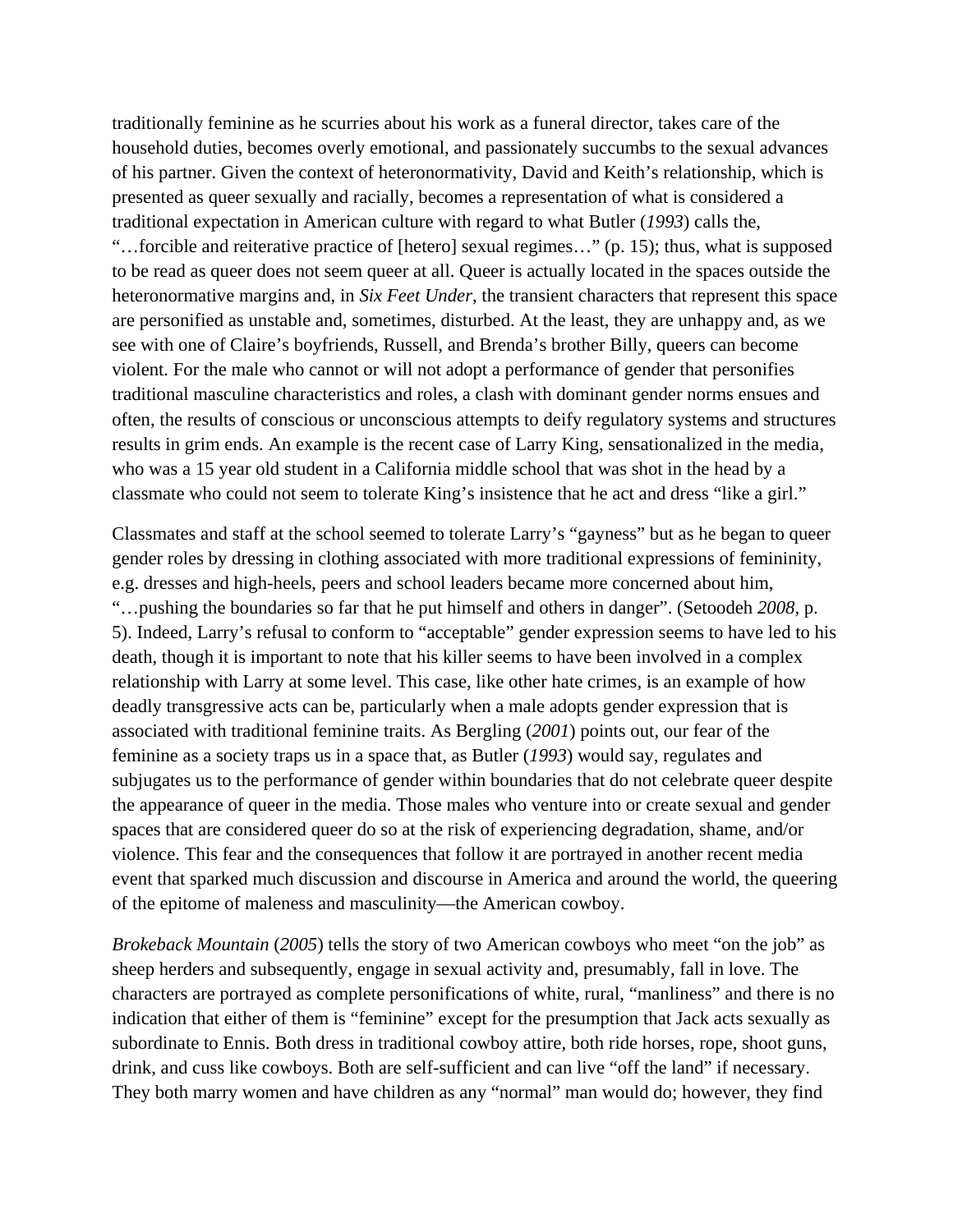traditionally feminine as he scurries about his work as a funeral director, takes care of the household duties, becomes overly emotional, and passionately succumbs to the sexual advances of his partner. Given the context of heteronormativity, David and Keith's relationship, which is presented as queer sexually and racially, becomes a representation of what is considered a traditional expectation in American culture with regard to what Butler (*1993*) calls the, "…forcible and reiterative practice of [hetero] sexual regimes…" (p. 15); thus, what is supposed to be read as queer does not seem queer at all. Queer is actually located in the spaces outside the heteronormative margins and, in *Six Feet Under*, the transient characters that represent this space are personified as unstable and, sometimes, disturbed. At the least, they are unhappy and, as we see with one of Claire's boyfriends, Russell, and Brenda's brother Billy, queers can become violent. For the male who cannot or will not adopt a performance of gender that personifies traditional masculine characteristics and roles, a clash with dominant gender norms ensues and often, the results of conscious or unconscious attempts to deify regulatory systems and structures results in grim ends. An example is the recent case of Larry King, sensationalized in the media, who was a 15 year old student in a California middle school that was shot in the head by a classmate who could not seem to tolerate King's insistence that he act and dress "like a girl."

Classmates and staff at the school seemed to tolerate Larry's "gayness" but as he began to queer gender roles by dressing in clothing associated with more traditional expressions of femininity, e.g. dresses and high-heels, peers and school leaders became more concerned about him, "…pushing the boundaries so far that he put himself and others in danger". (Setoodeh *2008*, p. 5). Indeed, Larry's refusal to conform to "acceptable" gender expression seems to have led to his death, though it is important to note that his killer seems to have been involved in a complex relationship with Larry at some level. This case, like other hate crimes, is an example of how deadly transgressive acts can be, particularly when a male adopts gender expression that is associated with traditional feminine traits. As Bergling (*2001*) points out, our fear of the feminine as a society traps us in a space that, as Butler (*1993*) would say, regulates and subjugates us to the performance of gender within boundaries that do not celebrate queer despite the appearance of queer in the media. Those males who venture into or create sexual and gender spaces that are considered queer do so at the risk of experiencing degradation, shame, and/or violence. This fear and the consequences that follow it are portrayed in another recent media event that sparked much discussion and discourse in America and around the world, the queering of the epitome of maleness and masculinity—the American cowboy.

*Brokeback Mountain* (*2005*) tells the story of two American cowboys who meet "on the job" as sheep herders and subsequently, engage in sexual activity and, presumably, fall in love. The characters are portrayed as complete personifications of white, rural, "manliness" and there is no indication that either of them is "feminine" except for the presumption that Jack acts sexually as subordinate to Ennis. Both dress in traditional cowboy attire, both ride horses, rope, shoot guns, drink, and cuss like cowboys. Both are self-sufficient and can live "off the land" if necessary. They both marry women and have children as any "normal" man would do; however, they find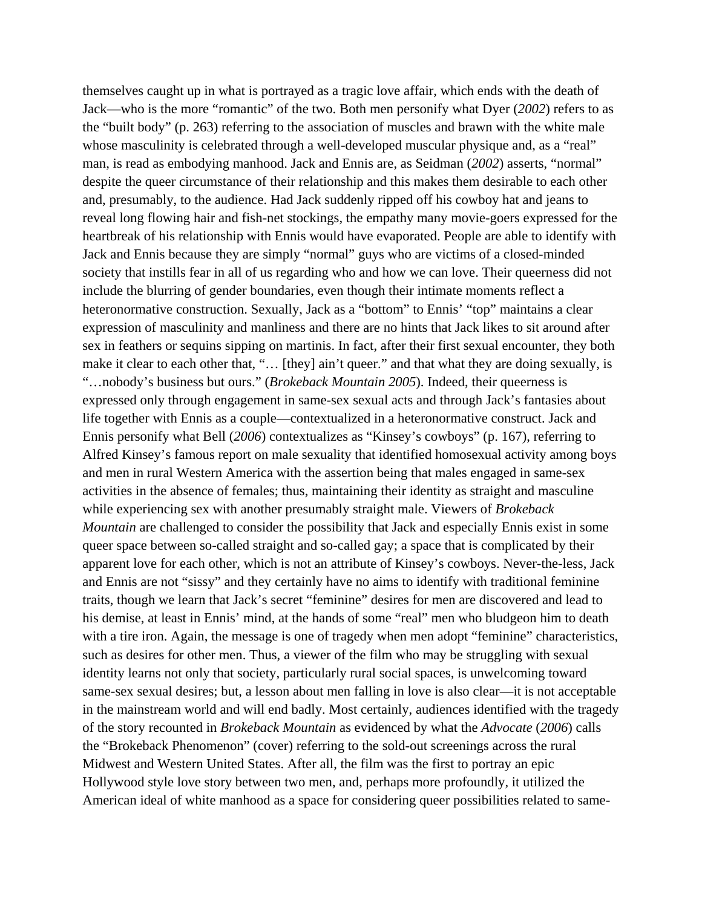themselves caught up in what is portrayed as a tragic love affair, which ends with the death of Jack—who is the more "romantic" of the two. Both men personify what Dyer (*2002*) refers to as the "built body" (p. 263) referring to the association of muscles and brawn with the white male whose masculinity is celebrated through a well-developed muscular physique and, as a "real" man, is read as embodying manhood. Jack and Ennis are, as Seidman (*2002*) asserts, "normal" despite the queer circumstance of their relationship and this makes them desirable to each other and, presumably, to the audience. Had Jack suddenly ripped off his cowboy hat and jeans to reveal long flowing hair and fish-net stockings, the empathy many movie-goers expressed for the heartbreak of his relationship with Ennis would have evaporated. People are able to identify with Jack and Ennis because they are simply "normal" guys who are victims of a closed-minded society that instills fear in all of us regarding who and how we can love. Their queerness did not include the blurring of gender boundaries, even though their intimate moments reflect a heteronormative construction. Sexually, Jack as a "bottom" to Ennis' "top" maintains a clear expression of masculinity and manliness and there are no hints that Jack likes to sit around after sex in feathers or sequins sipping on martinis. In fact, after their first sexual encounter, they both make it clear to each other that, "… [they] ain't queer." and that what they are doing sexually, is "…nobody's business but ours." (*Brokeback Mountain 2005*). Indeed, their queerness is expressed only through engagement in same-sex sexual acts and through Jack's fantasies about life together with Ennis as a couple—contextualized in a heteronormative construct. Jack and Ennis personify what Bell (*2006*) contextualizes as "Kinsey's cowboys" (p. 167), referring to Alfred Kinsey's famous report on male sexuality that identified homosexual activity among boys and men in rural Western America with the assertion being that males engaged in same-sex activities in the absence of females; thus, maintaining their identity as straight and masculine while experiencing sex with another presumably straight male. Viewers of *Brokeback Mountain* are challenged to consider the possibility that Jack and especially Ennis exist in some queer space between so-called straight and so-called gay; a space that is complicated by their apparent love for each other, which is not an attribute of Kinsey's cowboys. Never-the-less, Jack and Ennis are not "sissy" and they certainly have no aims to identify with traditional feminine traits, though we learn that Jack's secret "feminine" desires for men are discovered and lead to his demise, at least in Ennis' mind, at the hands of some "real" men who bludgeon him to death with a tire iron. Again, the message is one of tragedy when men adopt "feminine" characteristics, such as desires for other men. Thus, a viewer of the film who may be struggling with sexual identity learns not only that society, particularly rural social spaces, is unwelcoming toward same-sex sexual desires; but, a lesson about men falling in love is also clear—it is not acceptable in the mainstream world and will end badly. Most certainly, audiences identified with the tragedy of the story recounted in *Brokeback Mountain* as evidenced by what the *Advocate* (*2006*) calls the "Brokeback Phenomenon" (cover) referring to the sold-out screenings across the rural Midwest and Western United States. After all, the film was the first to portray an epic Hollywood style love story between two men, and, perhaps more profoundly, it utilized the American ideal of white manhood as a space for considering queer possibilities related to same-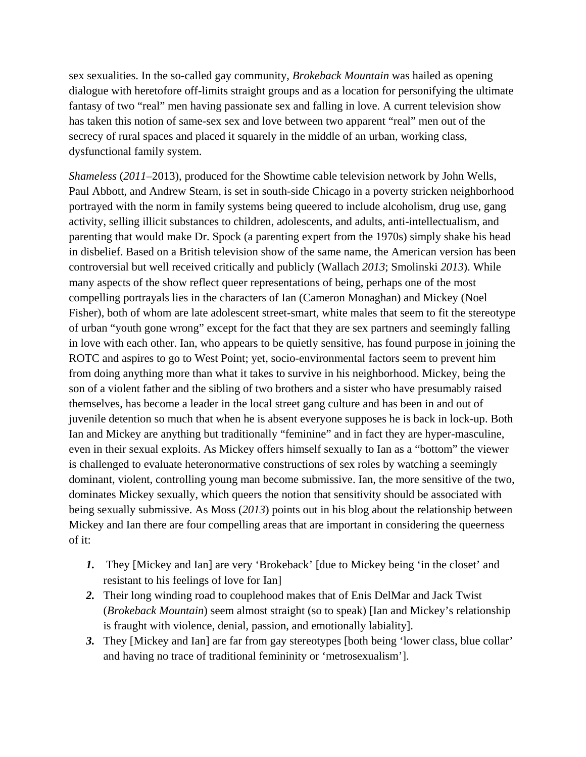sex sexualities. In the so-called gay community, *Brokeback Mountain* was hailed as opening dialogue with heretofore off-limits straight groups and as a location for personifying the ultimate fantasy of two "real" men having passionate sex and falling in love. A current television show has taken this notion of same-sex sex and love between two apparent "real" men out of the secrecy of rural spaces and placed it squarely in the middle of an urban, working class, dysfunctional family system.

*Shameless* (*2011*–2013), produced for the Showtime cable television network by John Wells, Paul Abbott, and Andrew Stearn, is set in south-side Chicago in a poverty stricken neighborhood portrayed with the norm in family systems being queered to include alcoholism, drug use, gang activity, selling illicit substances to children, adolescents, and adults, anti-intellectualism, and parenting that would make Dr. Spock (a parenting expert from the 1970s) simply shake his head in disbelief. Based on a British television show of the same name, the American version has been controversial but well received critically and publicly (Wallach *2013*; Smolinski *2013*). While many aspects of the show reflect queer representations of being, perhaps one of the most compelling portrayals lies in the characters of Ian (Cameron Monaghan) and Mickey (Noel Fisher), both of whom are late adolescent street-smart, white males that seem to fit the stereotype of urban "youth gone wrong" except for the fact that they are sex partners and seemingly falling in love with each other. Ian, who appears to be quietly sensitive, has found purpose in joining the ROTC and aspires to go to West Point; yet, socio-environmental factors seem to prevent him from doing anything more than what it takes to survive in his neighborhood. Mickey, being the son of a violent father and the sibling of two brothers and a sister who have presumably raised themselves, has become a leader in the local street gang culture and has been in and out of juvenile detention so much that when he is absent everyone supposes he is back in lock-up. Both Ian and Mickey are anything but traditionally "feminine" and in fact they are hyper-masculine, even in their sexual exploits. As Mickey offers himself sexually to Ian as a "bottom" the viewer is challenged to evaluate heteronormative constructions of sex roles by watching a seemingly dominant, violent, controlling young man become submissive. Ian, the more sensitive of the two, dominates Mickey sexually, which queers the notion that sensitivity should be associated with being sexually submissive. As Moss (*2013*) points out in his blog about the relationship between Mickey and Ian there are four compelling areas that are important in considering the queerness of it:

1. They [Mickey and Ian] are very 'Brokeback' [due to Mickey being 'in the closet' and resistant to his feelings of love for Ian]
2. Their long winding road to couplehood makes that of Enis DelMar and Jack Twist (*Brokeback Mountain*) seem almost straight (so to speak) [Ian and Mickey's relationship is fraught with violence, denial, passion, and emotionally labiality].
3. They [Mickey and Ian] are far from gay stereotypes [both being 'lower class, blue collar' and having no trace of traditional femininity or 'metrosexualism'].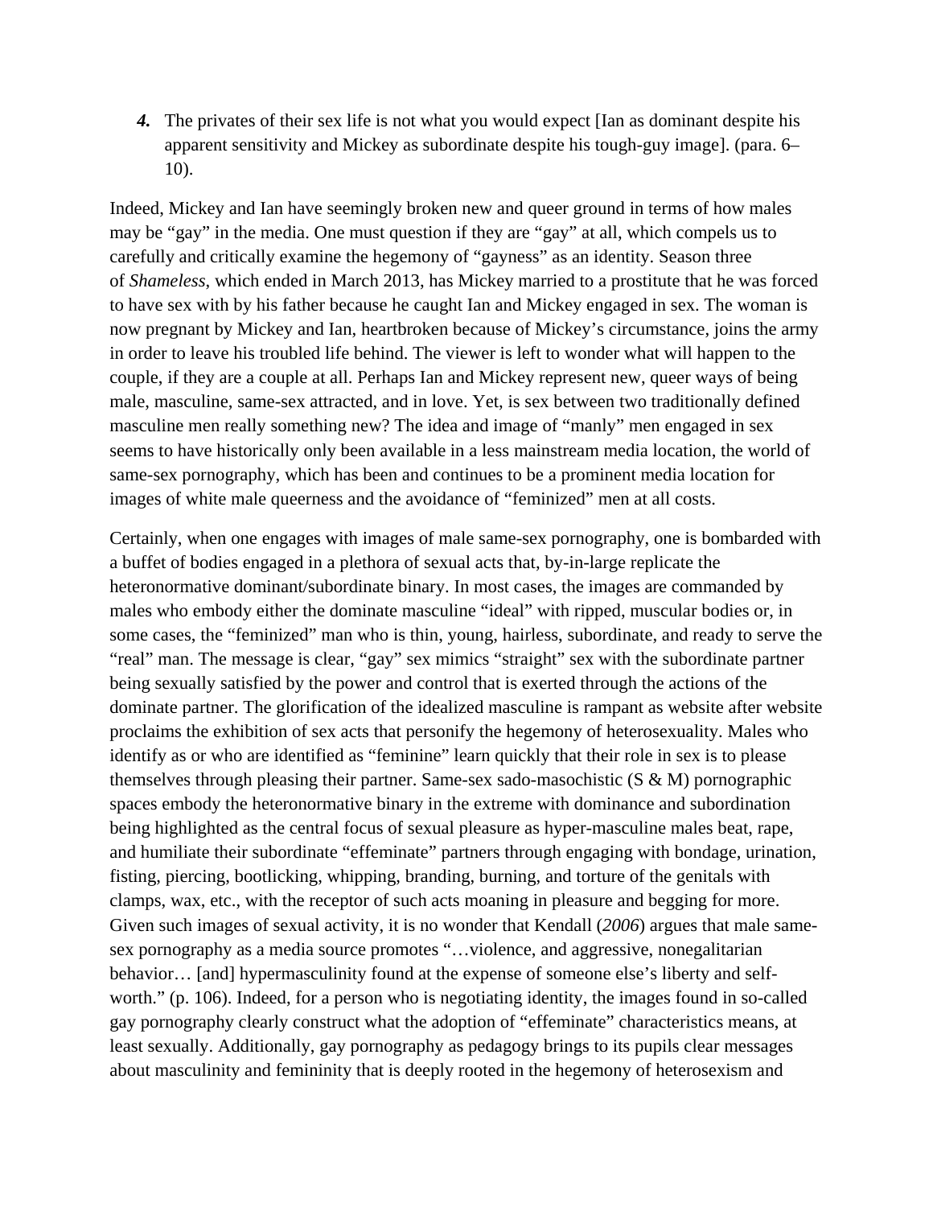4. The privates of their sex life is not what you would expect [Ian as dominant despite his apparent sensitivity and Mickey as subordinate despite his tough-guy image]. (para. 6–10).

Indeed, Mickey and Ian have seemingly broken new and queer ground in terms of how males may be "gay" in the media. One must question if they are "gay" at all, which compels us to carefully and critically examine the hegemony of "gayness" as an identity. Season three of *Shameless*, which ended in March 2013, has Mickey married to a prostitute that he was forced to have sex with by his father because he caught Ian and Mickey engaged in sex. The woman is now pregnant by Mickey and Ian, heartbroken because of Mickey's circumstance, joins the army in order to leave his troubled life behind. The viewer is left to wonder what will happen to the couple, if they are a couple at all. Perhaps Ian and Mickey represent new, queer ways of being male, masculine, same-sex attracted, and in love. Yet, is sex between two traditionally defined masculine men really something new? The idea and image of "manly" men engaged in sex seems to have historically only been available in a less mainstream media location, the world of same-sex pornography, which has been and continues to be a prominent media location for images of white male queerness and the avoidance of "feminized" men at all costs.

Certainly, when one engages with images of male same-sex pornography, one is bombarded with a buffet of bodies engaged in a plethora of sexual acts that, by-in-large replicate the heteronormative dominant/subordinate binary. In most cases, the images are commanded by males who embody either the dominate masculine "ideal" with ripped, muscular bodies or, in some cases, the "feminized" man who is thin, young, hairless, subordinate, and ready to serve the "real" man. The message is clear, "gay" sex mimics "straight" sex with the subordinate partner being sexually satisfied by the power and control that is exerted through the actions of the dominate partner. The glorification of the idealized masculine is rampant as website after website proclaims the exhibition of sex acts that personify the hegemony of heterosexuality. Males who identify as or who are identified as "feminine" learn quickly that their role in sex is to please themselves through pleasing their partner. Same-sex sado-masochistic (S & M) pornographic spaces embody the heteronormative binary in the extreme with dominance and subordination being highlighted as the central focus of sexual pleasure as hyper-masculine males beat, rape, and humiliate their subordinate "effeminate" partners through engaging with bondage, urination, fisting, piercing, bootlicking, whipping, branding, burning, and torture of the genitals with clamps, wax, etc., with the receptor of such acts moaning in pleasure and begging for more. Given such images of sexual activity, it is no wonder that Kendall (*2006*) argues that male same-sex pornography as a media source promotes "…violence, and aggressive, nonegalitarian behavior… [and] hypermasculinity found at the expense of someone else's liberty and self-worth." (p. 106). Indeed, for a person who is negotiating identity, the images found in so-called gay pornography clearly construct what the adoption of "effeminate" characteristics means, at least sexually. Additionally, gay pornography as pedagogy brings to its pupils clear messages about masculinity and femininity that is deeply rooted in the hegemony of heterosexism and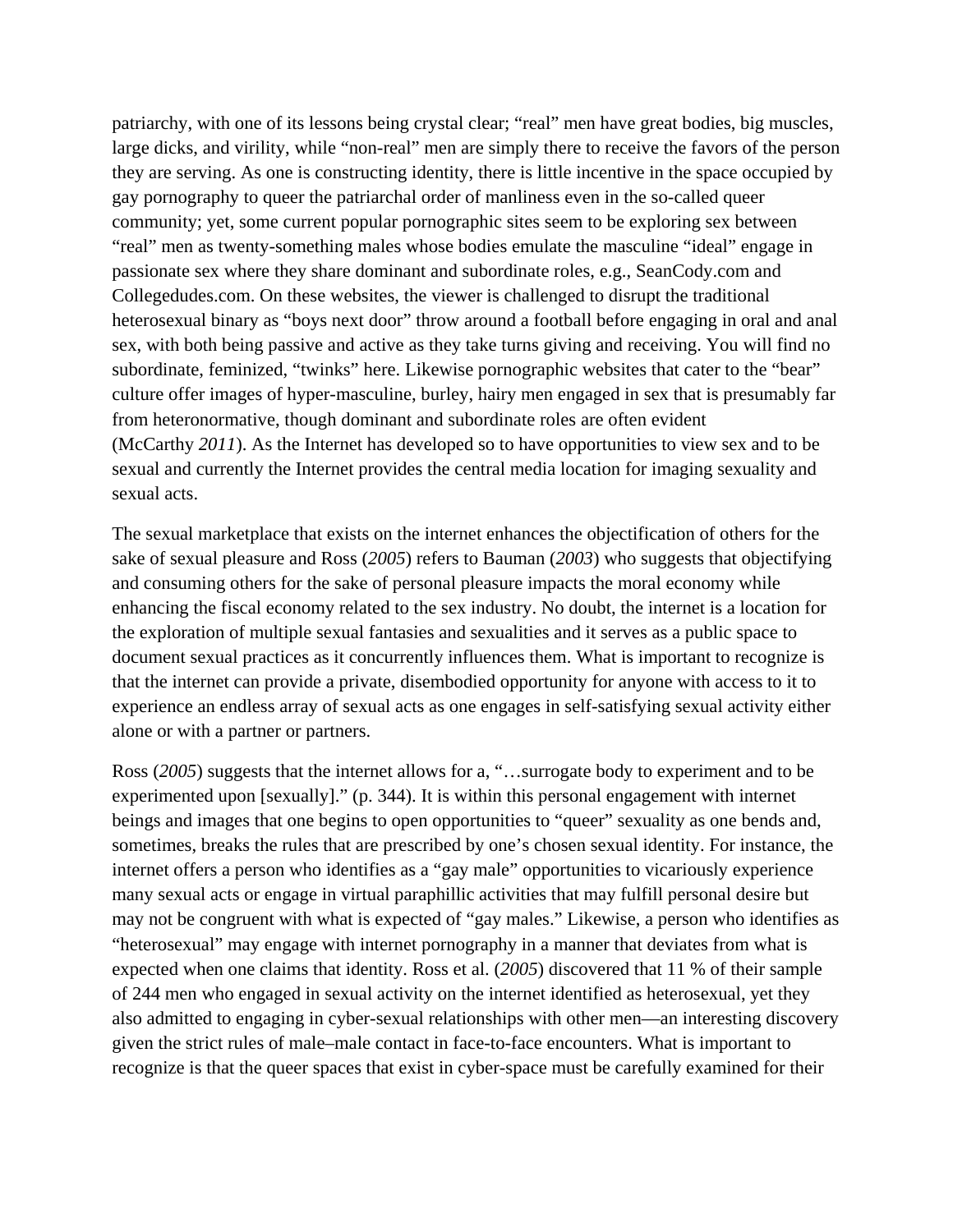patriarchy, with one of its lessons being crystal clear; “real” men have great bodies, big muscles, large dicks, and virility, while “non-real” men are simply there to receive the favors of the person they are serving. As one is constructing identity, there is little incentive in the space occupied by gay pornography to queer the patriarchal order of manliness even in the so-called queer community; yet, some current popular pornographic sites seem to be exploring sex between “real” men as twenty-something males whose bodies emulate the masculine “ideal” engage in passionate sex where they share dominant and subordinate roles, e.g., SeanCody.com and Collegedudes.com. On these websites, the viewer is challenged to disrupt the traditional heterosexual binary as “boys next door” throw around a football before engaging in oral and anal sex, with both being passive and active as they take turns giving and receiving. You will find no subordinate, feminized, “twinks” here. Likewise pornographic websites that cater to the “bear” culture offer images of hyper-masculine, burley, hairy men engaged in sex that is presumably far from heteronormative, though dominant and subordinate roles are often evident (McCarthy *2011*). As the Internet has developed so to have opportunities to view sex and to be sexual and currently the Internet provides the central media location for imaging sexuality and sexual acts.

The sexual marketplace that exists on the internet enhances the objectification of others for the sake of sexual pleasure and Ross (*2005*) refers to Bauman (*2003*) who suggests that objectifying and consuming others for the sake of personal pleasure impacts the moral economy while enhancing the fiscal economy related to the sex industry. No doubt, the internet is a location for the exploration of multiple sexual fantasies and sexualities and it serves as a public space to document sexual practices as it concurrently influences them. What is important to recognize is that the internet can provide a private, disembodied opportunity for anyone with access to it to experience an endless array of sexual acts as one engages in self-satisfying sexual activity either alone or with a partner or partners.

Ross (*2005*) suggests that the internet allows for a, “…surrogate body to experiment and to be experimented upon [sexually].” (p. 344). It is within this personal engagement with internet beings and images that one begins to open opportunities to “queer” sexuality as one bends and, sometimes, breaks the rules that are prescribed by one’s chosen sexual identity. For instance, the internet offers a person who identifies as a “gay male” opportunities to vicariously experience many sexual acts or engage in virtual paraphillic activities that may fulfill personal desire but may not be congruent with what is expected of “gay males.” Likewise, a person who identifies as “heterosexual” may engage with internet pornography in a manner that deviates from what is expected when one claims that identity. Ross et al. (*2005*) discovered that 11 % of their sample of 244 men who engaged in sexual activity on the internet identified as heterosexual, yet they also admitted to engaging in cyber-sexual relationships with other men—an interesting discovery given the strict rules of male–male contact in face-to-face encounters. What is important to recognize is that the queer spaces that exist in cyber-space must be carefully examined for their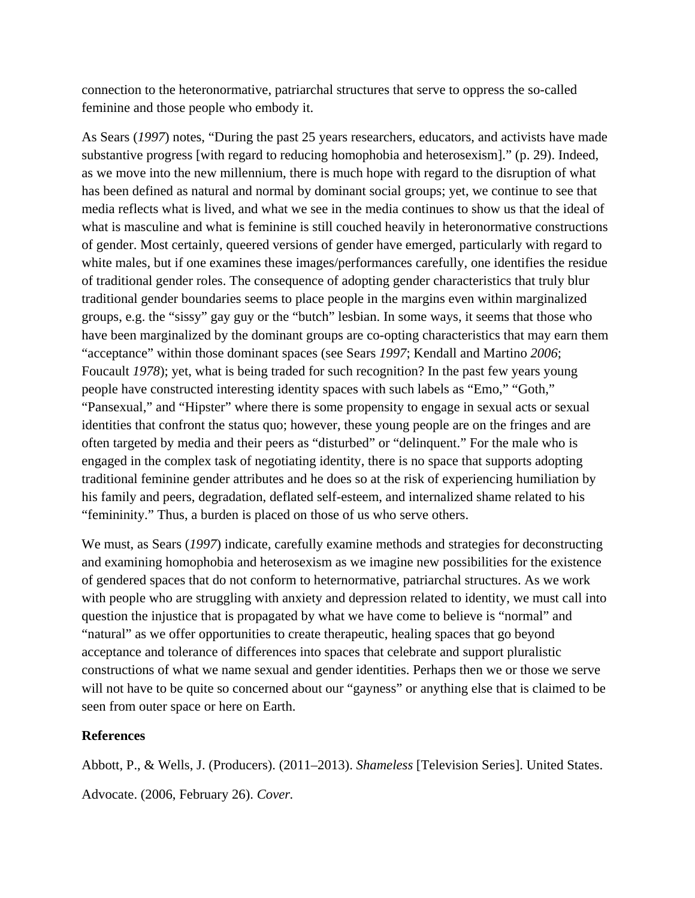connection to the heteronormative, patriarchal structures that serve to oppress the so-called feminine and those people who embody it.

As Sears (*1997*) notes, "During the past 25 years researchers, educators, and activists have made substantive progress [with regard to reducing homophobia and heterosexism]." (p. 29). Indeed, as we move into the new millennium, there is much hope with regard to the disruption of what has been defined as natural and normal by dominant social groups; yet, we continue to see that media reflects what is lived, and what we see in the media continues to show us that the ideal of what is masculine and what is feminine is still couched heavily in heteronormative constructions of gender. Most certainly, queered versions of gender have emerged, particularly with regard to white males, but if one examines these images/performances carefully, one identifies the residue of traditional gender roles. The consequence of adopting gender characteristics that truly blur traditional gender boundaries seems to place people in the margins even within marginalized groups, e.g. the "sissy" gay guy or the "butch" lesbian. In some ways, it seems that those who have been marginalized by the dominant groups are co-opting characteristics that may earn them "acceptance" within those dominant spaces (see Sears *1997*; Kendall and Martino *2006*; Foucault *1978*); yet, what is being traded for such recognition? In the past few years young people have constructed interesting identity spaces with such labels as "Emo," "Goth," "Pansexual," and "Hipster" where there is some propensity to engage in sexual acts or sexual identities that confront the status quo; however, these young people are on the fringes and are often targeted by media and their peers as "disturbed" or "delinquent." For the male who is engaged in the complex task of negotiating identity, there is no space that supports adopting traditional feminine gender attributes and he does so at the risk of experiencing humiliation by his family and peers, degradation, deflated self-esteem, and internalized shame related to his "femininity." Thus, a burden is placed on those of us who serve others.

We must, as Sears (*1997*) indicate, carefully examine methods and strategies for deconstructing and examining homophobia and heterosexism as we imagine new possibilities for the existence of gendered spaces that do not conform to heternormative, patriarchal structures. As we work with people who are struggling with anxiety and depression related to identity, we must call into question the injustice that is propagated by what we have come to believe is "normal" and "natural" as we offer opportunities to create therapeutic, healing spaces that go beyond acceptance and tolerance of differences into spaces that celebrate and support pluralistic constructions of what we name sexual and gender identities. Perhaps then we or those we serve will not have to be quite so concerned about our "gayness" or anything else that is claimed to be seen from outer space or here on Earth.

## References

Abbott, P., & Wells, J. (Producers). (2011–2013). *Shameless* [Television Series]. United States.

Advocate. (2006, February 26). *Cover.*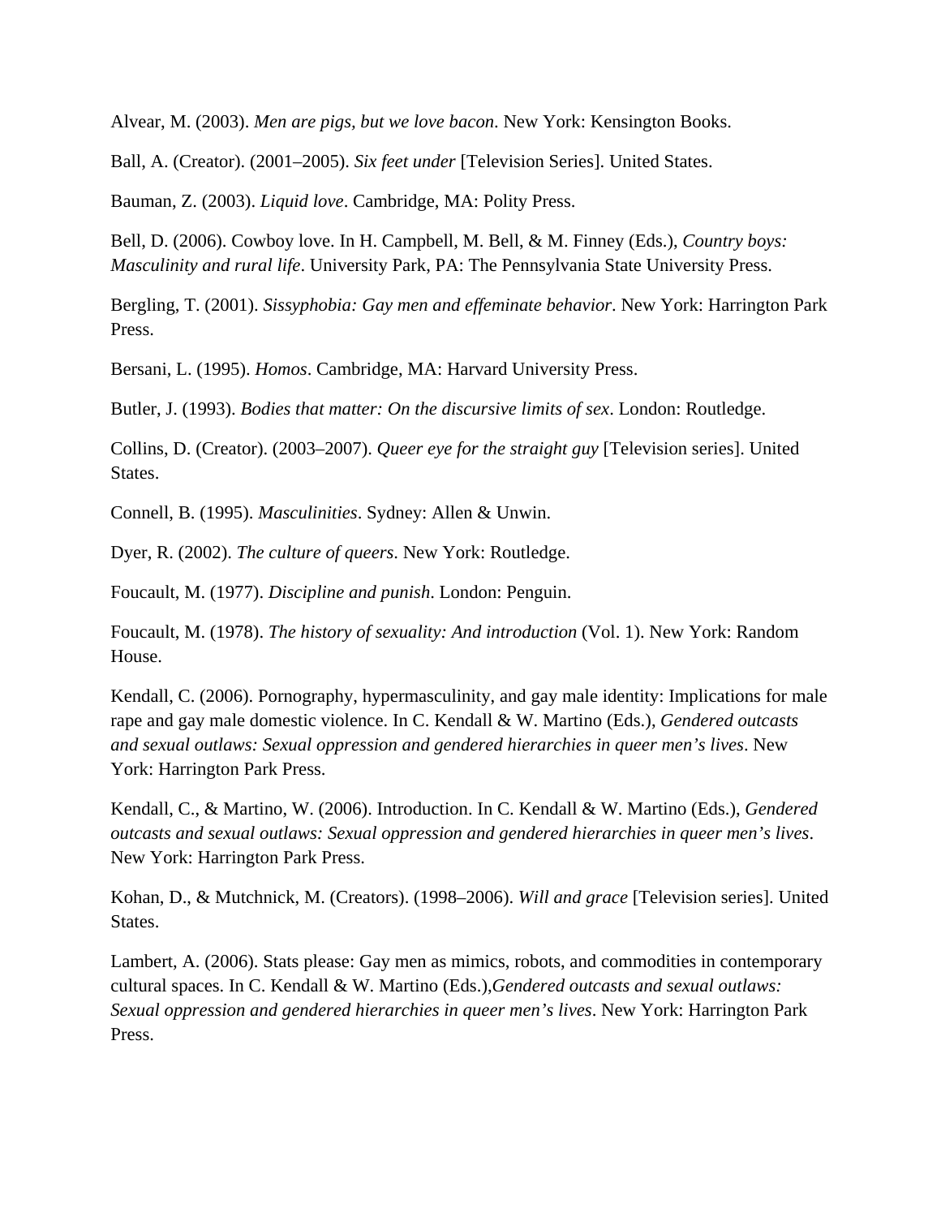Alvear, M. (2003). *Men are pigs, but we love bacon*. New York: Kensington Books.

Ball, A. (Creator). (2001–2005). *Six feet under* [Television Series]. United States.

Bauman, Z. (2003). *Liquid love*. Cambridge, MA: Polity Press.

Bell, D. (2006). Cowboy love. In H. Campbell, M. Bell, & M. Finney (Eds.), *Country boys: Masculinity and rural life*. University Park, PA: The Pennsylvania State University Press.

Bergling, T. (2001). *Sissyphobia: Gay men and effeminate behavior*. New York: Harrington Park Press.

Bersani, L. (1995). *Homos*. Cambridge, MA: Harvard University Press.

Butler, J. (1993). *Bodies that matter: On the discursive limits of sex*. London: Routledge.

Collins, D. (Creator). (2003–2007). *Queer eye for the straight guy* [Television series]. United States.

Connell, B. (1995). *Masculinities*. Sydney: Allen & Unwin.

Dyer, R. (2002). *The culture of queers*. New York: Routledge.

Foucault, M. (1977). *Discipline and punish*. London: Penguin.

Foucault, M. (1978). *The history of sexuality: And introduction* (Vol. 1). New York: Random House.

Kendall, C. (2006). Pornography, hypermasculinity, and gay male identity: Implications for male rape and gay male domestic violence. In C. Kendall & W. Martino (Eds.), *Gendered outcasts and sexual outlaws: Sexual oppression and gendered hierarchies in queer men's lives*. New York: Harrington Park Press.

Kendall, C., & Martino, W. (2006). Introduction. In C. Kendall & W. Martino (Eds.), *Gendered outcasts and sexual outlaws: Sexual oppression and gendered hierarchies in queer men's lives*. New York: Harrington Park Press.

Kohan, D., & Mutchnick, M. (Creators). (1998–2006). *Will and grace* [Television series]. United States.

Lambert, A. (2006). Stats please: Gay men as mimics, robots, and commodities in contemporary cultural spaces. In C. Kendall & W. Martino (Eds.),*Gendered outcasts and sexual outlaws: Sexual oppression and gendered hierarchies in queer men's lives*. New York: Harrington Park Press.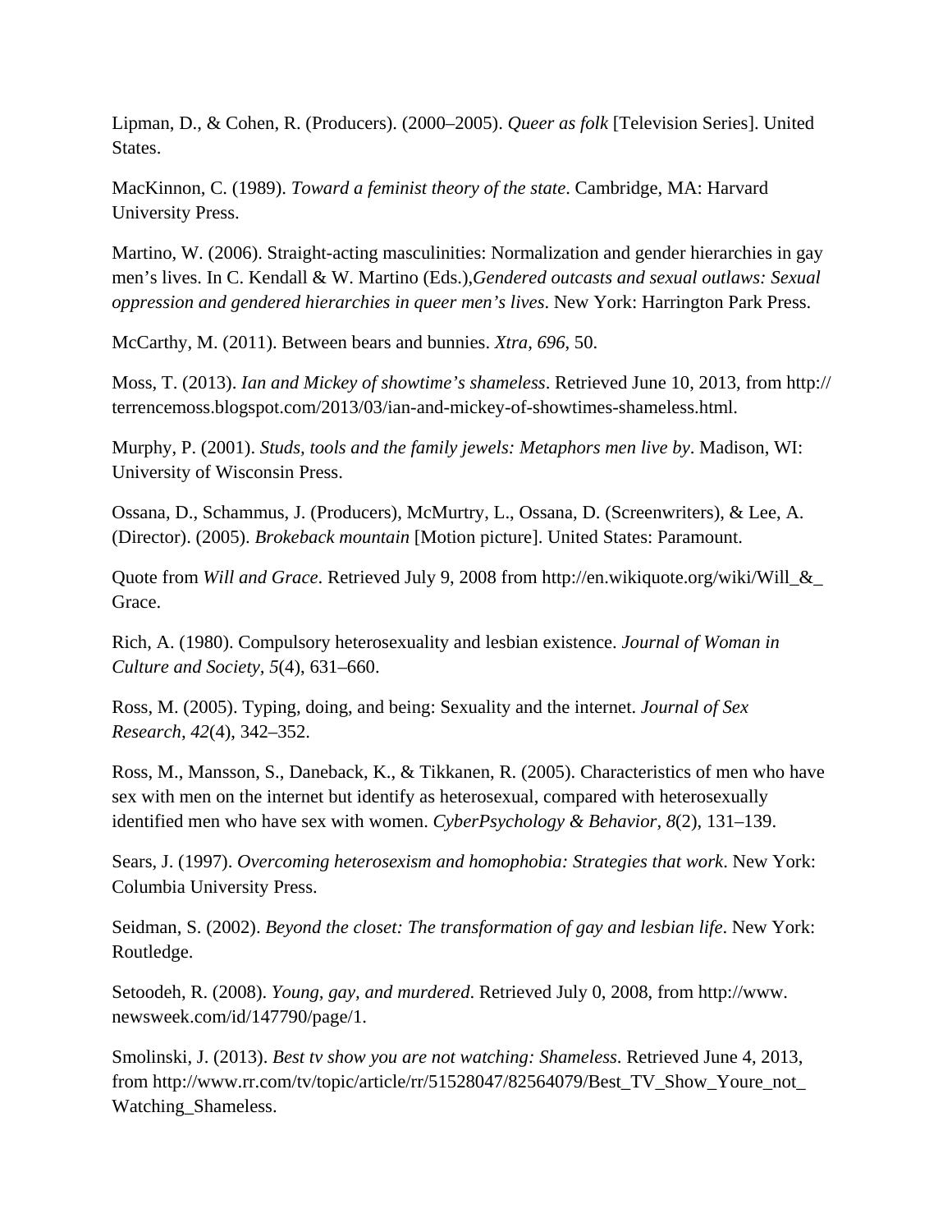Lipman, D., & Cohen, R. (Producers). (2000–2005). *Queer as folk* [Television Series]. United States.

MacKinnon, C. (1989). *Toward a feminist theory of the state*. Cambridge, MA: Harvard University Press.

Martino, W. (2006). Straight-acting masculinities: Normalization and gender hierarchies in gay men's lives. In C. Kendall & W. Martino (Eds.),*Gendered outcasts and sexual outlaws: Sexual oppression and gendered hierarchies in queer men's lives*. New York: Harrington Park Press.

McCarthy, M. (2011). Between bears and bunnies. *Xtra, 696*, 50.

Moss, T. (2013). *Ian and Mickey of showtime's shameless*. Retrieved June 10, 2013, from http://terrencemoss.blogspot.com/2013/03/ian-and-mickey-of-showtimes-shameless.html.

Murphy, P. (2001). *Studs, tools and the family jewels: Metaphors men live by*. Madison, WI: University of Wisconsin Press.

Ossana, D., Schammus, J. (Producers), McMurtry, L., Ossana, D. (Screenwriters), & Lee, A. (Director). (2005). *Brokeback mountain* [Motion picture]. United States: Paramount.

Quote from *Will and Grace*. Retrieved July 9, 2008 from http://en.wikiquote.org/wiki/Will_&_Grace.

Rich, A. (1980). Compulsory heterosexuality and lesbian existence. *Journal of Woman in Culture and Society, 5*(4), 631–660.

Ross, M. (2005). Typing, doing, and being: Sexuality and the internet. *Journal of Sex Research, 42*(4), 342–352.

Ross, M., Mansson, S., Daneback, K., & Tikkanen, R. (2005). Characteristics of men who have sex with men on the internet but identify as heterosexual, compared with heterosexually identified men who have sex with women. *CyberPsychology & Behavior, 8*(2), 131–139.

Sears, J. (1997). *Overcoming heterosexism and homophobia: Strategies that work*. New York: Columbia University Press.

Seidman, S. (2002). *Beyond the closet: The transformation of gay and lesbian life*. New York: Routledge.

Setoodeh, R. (2008). *Young, gay, and murdered*. Retrieved July 0, 2008, from http://www.newsweek.com/id/147790/page/1.

Smolinski, J. (2013). *Best tv show you are not watching: Shameless*. Retrieved June 4, 2013, from http://www.rr.com/tv/topic/article/rr/51528047/82564079/Best_TV_Show_Youre_not_Watching_Shameless.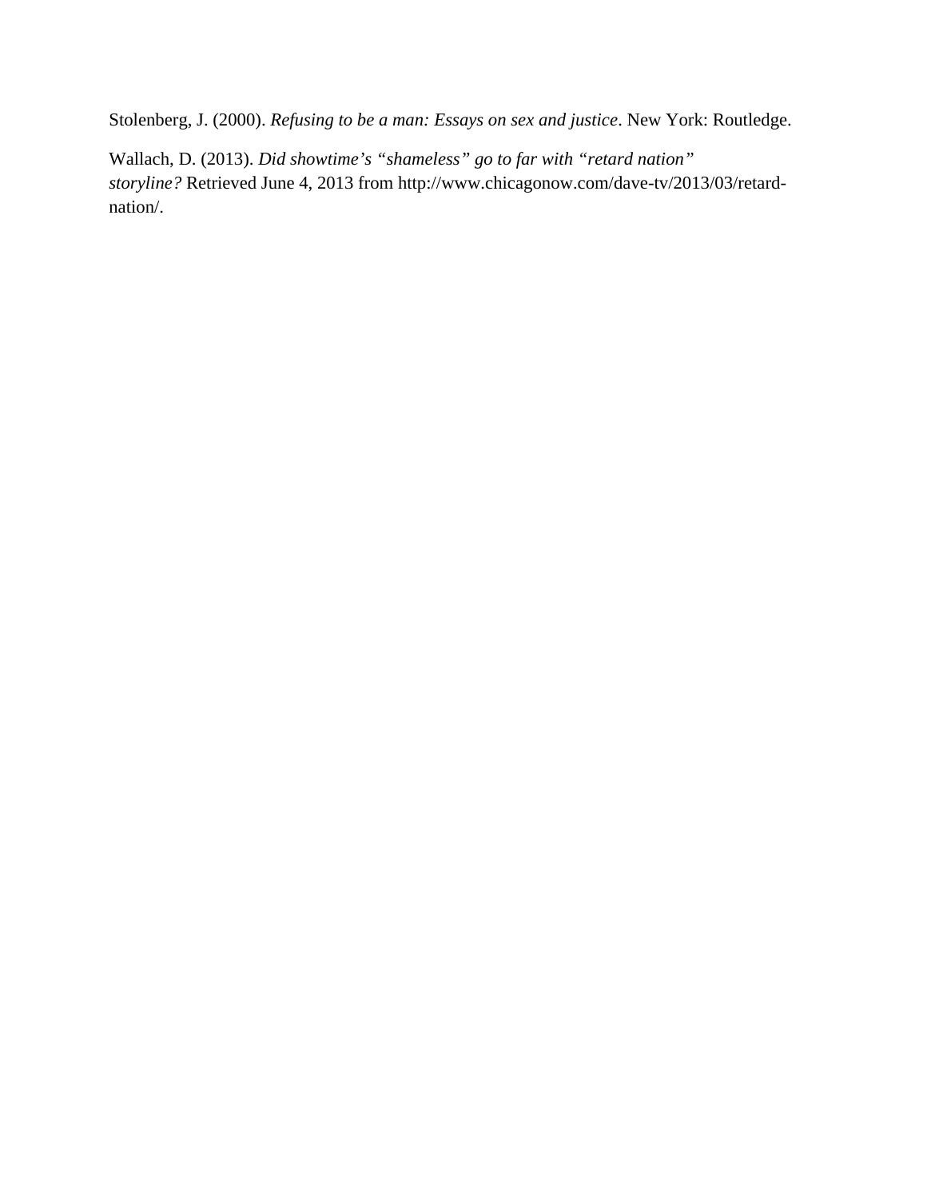Stolenberg, J. (2000). *Refusing to be a man: Essays on sex and justice*. New York: Routledge.

Wallach, D. (2013). *Did showtime's "shameless" go to far with "retard nation" storyline?* Retrieved June 4, 2013 from http://www.chicagonow.com/dave-tv/2013/03/retard-nation/.